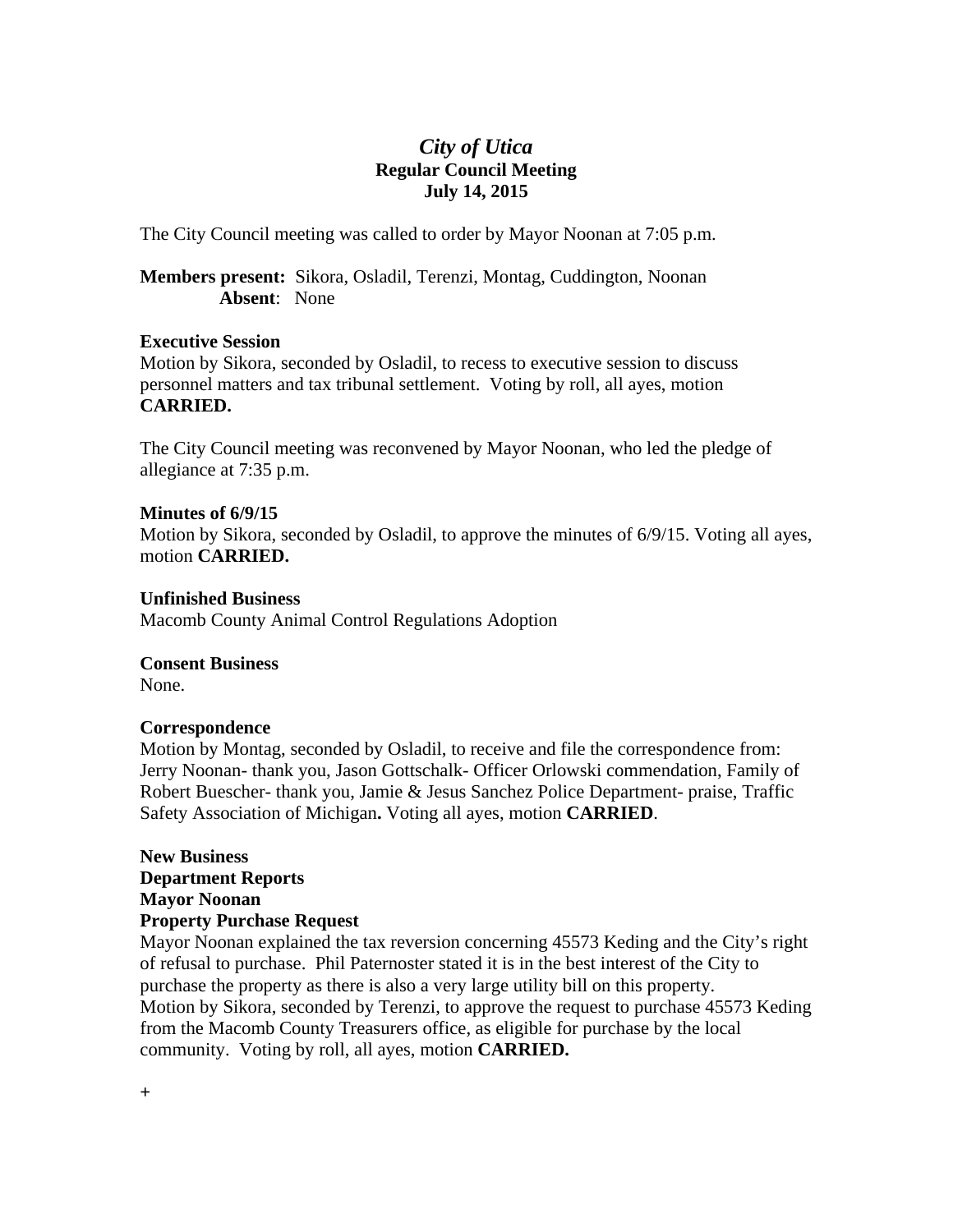# *City of Utica*
## Regular Council Meeting
## July 14, 2015

The City Council meeting was called to order by Mayor Noonan at 7:05 p.m.

**Members present:** Sikora, Osladil, Terenzi, Montag, Cuddington, Noonan
**Absent**: None

**Executive Session**
Motion by Sikora, seconded by Osladil, to recess to executive session to discuss personnel matters and tax tribunal settlement. Voting by roll, all ayes, motion **CARRIED.**

The City Council meeting was reconvened by Mayor Noonan, who led the pledge of allegiance at 7:35 p.m.

**Minutes of 6/9/15**
Motion by Sikora, seconded by Osladil, to approve the minutes of 6/9/15. Voting all ayes, motion **CARRIED.**

**Unfinished Business**
Macomb County Animal Control Regulations Adoption

**Consent Business**
None.

**Correspondence**
Motion by Montag, seconded by Osladil, to receive and file the correspondence from: Jerry Noonan- thank you, Jason Gottschalk- Officer Orlowski commendation, Family of Robert Buescher- thank you, Jamie & Jesus Sanchez Police Department- praise, Traffic Safety Association of Michigan**.** Voting all ayes, motion **CARRIED**.

**New Business**
**Department Reports**
**Mayor Noonan**
**Property Purchase Request**
Mayor Noonan explained the tax reversion concerning 45573 Keding and the City's right of refusal to purchase. Phil Paternoster stated it is in the best interest of the City to purchase the property as there is also a very large utility bill on this property.
Motion by Sikora, seconded by Terenzi, to approve the request to purchase 45573 Keding from the Macomb County Treasurers office, as eligible for purchase by the local community. Voting by roll, all ayes, motion **CARRIED.**

+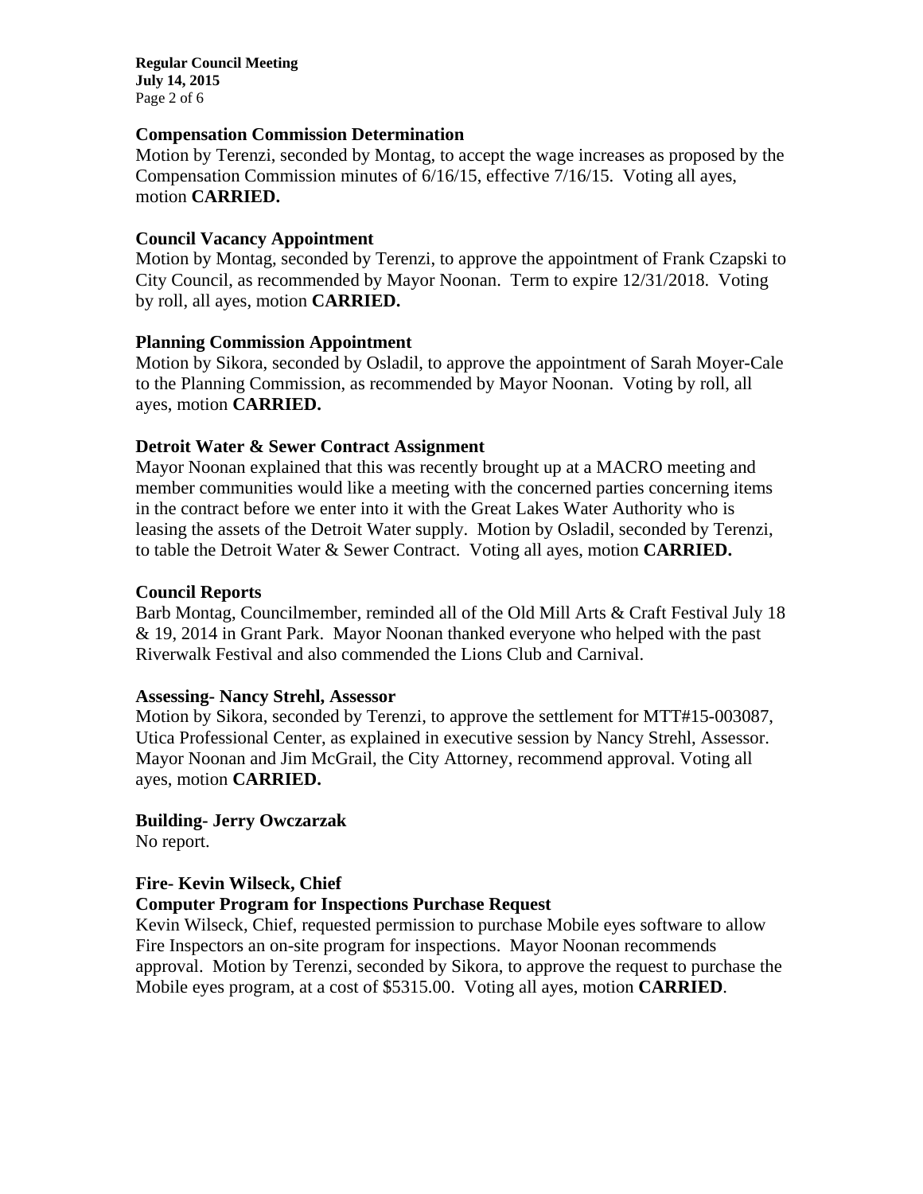**Compensation Commission Determination**
Motion by Terenzi, seconded by Montag, to accept the wage increases as proposed by the Compensation Commission minutes of 6/16/15, effective 7/16/15. Voting all ayes, motion **CARRIED.**

**Council Vacancy Appointment**
Motion by Montag, seconded by Terenzi, to approve the appointment of Frank Czapski to City Council, as recommended by Mayor Noonan. Term to expire 12/31/2018. Voting by roll, all ayes, motion **CARRIED.**

**Planning Commission Appointment**
Motion by Sikora, seconded by Osladil, to approve the appointment of Sarah Moyer-Cale to the Planning Commission, as recommended by Mayor Noonan. Voting by roll, all ayes, motion **CARRIED.**

**Detroit Water & Sewer Contract Assignment**
Mayor Noonan explained that this was recently brought up at a MACRO meeting and member communities would like a meeting with the concerned parties concerning items in the contract before we enter into it with the Great Lakes Water Authority who is leasing the assets of the Detroit Water supply. Motion by Osladil, seconded by Terenzi, to table the Detroit Water & Sewer Contract. Voting all ayes, motion **CARRIED.**

**Council Reports**
Barb Montag, Councilmember, reminded all of the Old Mill Arts & Craft Festival July 18 & 19, 2014 in Grant Park. Mayor Noonan thanked everyone who helped with the past Riverwalk Festival and also commended the Lions Club and Carnival.

**Assessing- Nancy Strehl, Assessor**
Motion by Sikora, seconded by Terenzi, to approve the settlement for MTT#15-003087, Utica Professional Center, as explained in executive session by Nancy Strehl, Assessor. Mayor Noonan and Jim McGrail, the City Attorney, recommend approval. Voting all ayes, motion **CARRIED.**

**Building- Jerry Owczarzak**
No report.

**Fire- Kevin Wilseck, Chief**
**Computer Program for Inspections Purchase Request**
Kevin Wilseck, Chief, requested permission to purchase Mobile eyes software to allow Fire Inspectors an on-site program for inspections. Mayor Noonan recommends approval. Motion by Terenzi, seconded by Sikora, to approve the request to purchase the Mobile eyes program, at a cost of $5315.00. Voting all ayes, motion **CARRIED**.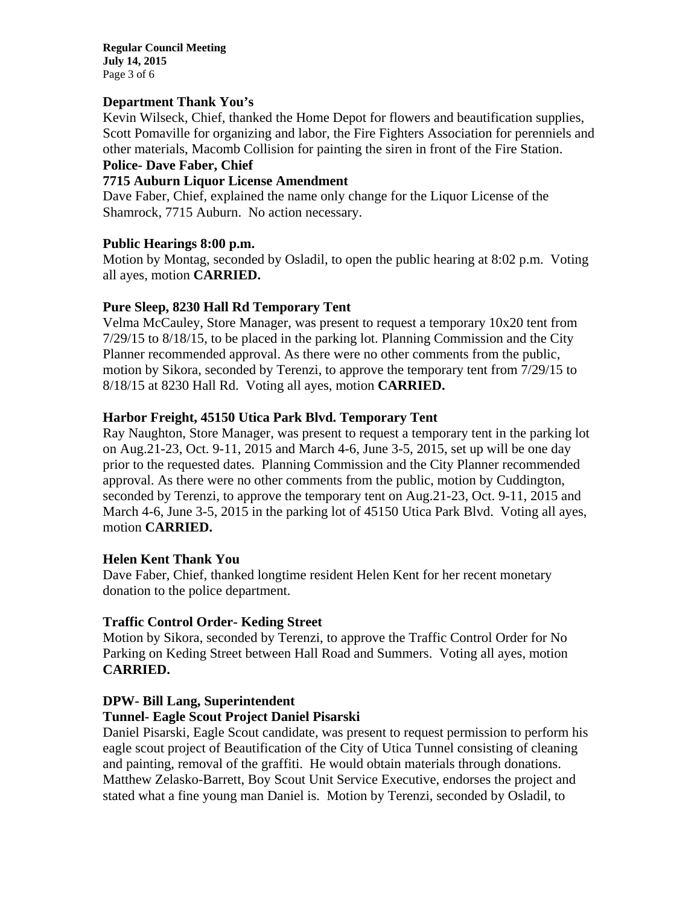**Department Thank You's**

Kevin Wilseck, Chief, thanked the Home Depot for flowers and beautification supplies, Scott Pomaville for organizing and labor, the Fire Fighters Association for perenniels and other materials, Macomb Collision for painting the siren in front of the Fire Station.

**Police- Dave Faber, Chief**

**7715 Auburn Liquor License Amendment**

Dave Faber, Chief, explained the name only change for the Liquor License of the Shamrock, 7715 Auburn. No action necessary.

**Public Hearings 8:00 p.m.**

Motion by Montag, seconded by Osladil, to open the public hearing at 8:02 p.m. Voting all ayes, motion **CARRIED.**

**Pure Sleep, 8230 Hall Rd Temporary Tent**

Velma McCauley, Store Manager, was present to request a temporary 10x20 tent from 7/29/15 to 8/18/15, to be placed in the parking lot. Planning Commission and the City Planner recommended approval. As there were no other comments from the public, motion by Sikora, seconded by Terenzi, to approve the temporary tent from 7/29/15 to 8/18/15 at 8230 Hall Rd. Voting all ayes, motion **CARRIED.**

**Harbor Freight, 45150 Utica Park Blvd. Temporary Tent**

Ray Naughton, Store Manager, was present to request a temporary tent in the parking lot on Aug.21-23, Oct. 9-11, 2015 and March 4-6, June 3-5, 2015, set up will be one day prior to the requested dates. Planning Commission and the City Planner recommended approval. As there were no other comments from the public, motion by Cuddington, seconded by Terenzi, to approve the temporary tent on Aug.21-23, Oct. 9-11, 2015 and March 4-6, June 3-5, 2015 in the parking lot of 45150 Utica Park Blvd. Voting all ayes, motion **CARRIED.**

**Helen Kent Thank You**

Dave Faber, Chief, thanked longtime resident Helen Kent for her recent monetary donation to the police department.

**Traffic Control Order- Keding Street**

Motion by Sikora, seconded by Terenzi, to approve the Traffic Control Order for No Parking on Keding Street between Hall Road and Summers. Voting all ayes, motion **CARRIED.**

**DPW- Bill Lang, Superintendent**

**Tunnel- Eagle Scout Project Daniel Pisarski**

Daniel Pisarski, Eagle Scout candidate, was present to request permission to perform his eagle scout project of Beautification of the City of Utica Tunnel consisting of cleaning and painting, removal of the graffiti. He would obtain materials through donations. Matthew Zelasko-Barrett, Boy Scout Unit Service Executive, endorses the project and stated what a fine young man Daniel is. Motion by Terenzi, seconded by Osladil, to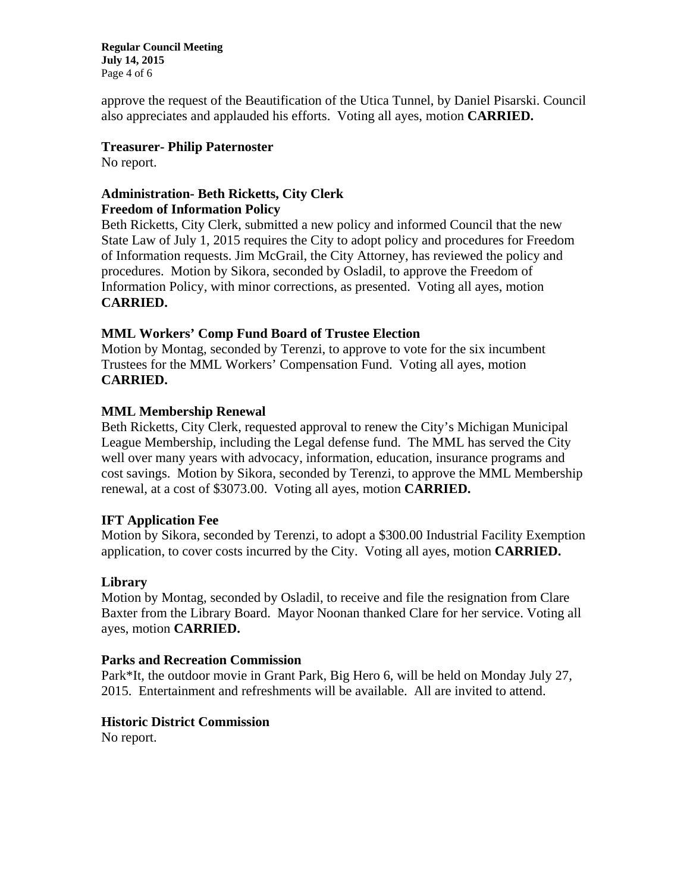approve the request of the Beautification of the Utica Tunnel, by Daniel Pisarski. Council also appreciates and applauded his efforts. Voting all ayes, motion **CARRIED.**

**Treasurer- Philip Paternoster**
No report.

**Administration- Beth Ricketts, City Clerk**
**Freedom of Information Policy**
Beth Ricketts, City Clerk, submitted a new policy and informed Council that the new State Law of July 1, 2015 requires the City to adopt policy and procedures for Freedom of Information requests. Jim McGrail, the City Attorney, has reviewed the policy and procedures. Motion by Sikora, seconded by Osladil, to approve the Freedom of Information Policy, with minor corrections, as presented. Voting all ayes, motion **CARRIED.**

**MML Workers' Comp Fund Board of Trustee Election**
Motion by Montag, seconded by Terenzi, to approve to vote for the six incumbent Trustees for the MML Workers' Compensation Fund. Voting all ayes, motion **CARRIED.**

**MML Membership Renewal**
Beth Ricketts, City Clerk, requested approval to renew the City's Michigan Municipal League Membership, including the Legal defense fund. The MML has served the City well over many years with advocacy, information, education, insurance programs and cost savings. Motion by Sikora, seconded by Terenzi, to approve the MML Membership renewal, at a cost of $3073.00. Voting all ayes, motion **CARRIED.**

**IFT Application Fee**
Motion by Sikora, seconded by Terenzi, to adopt a $300.00 Industrial Facility Exemption application, to cover costs incurred by the City. Voting all ayes, motion **CARRIED.**

**Library**
Motion by Montag, seconded by Osladil, to receive and file the resignation from Clare Baxter from the Library Board. Mayor Noonan thanked Clare for her service. Voting all ayes, motion **CARRIED.**

**Parks and Recreation Commission**
Park*It, the outdoor movie in Grant Park, Big Hero 6, will be held on Monday July 27, 2015. Entertainment and refreshments will be available. All are invited to attend.

**Historic District Commission**
No report.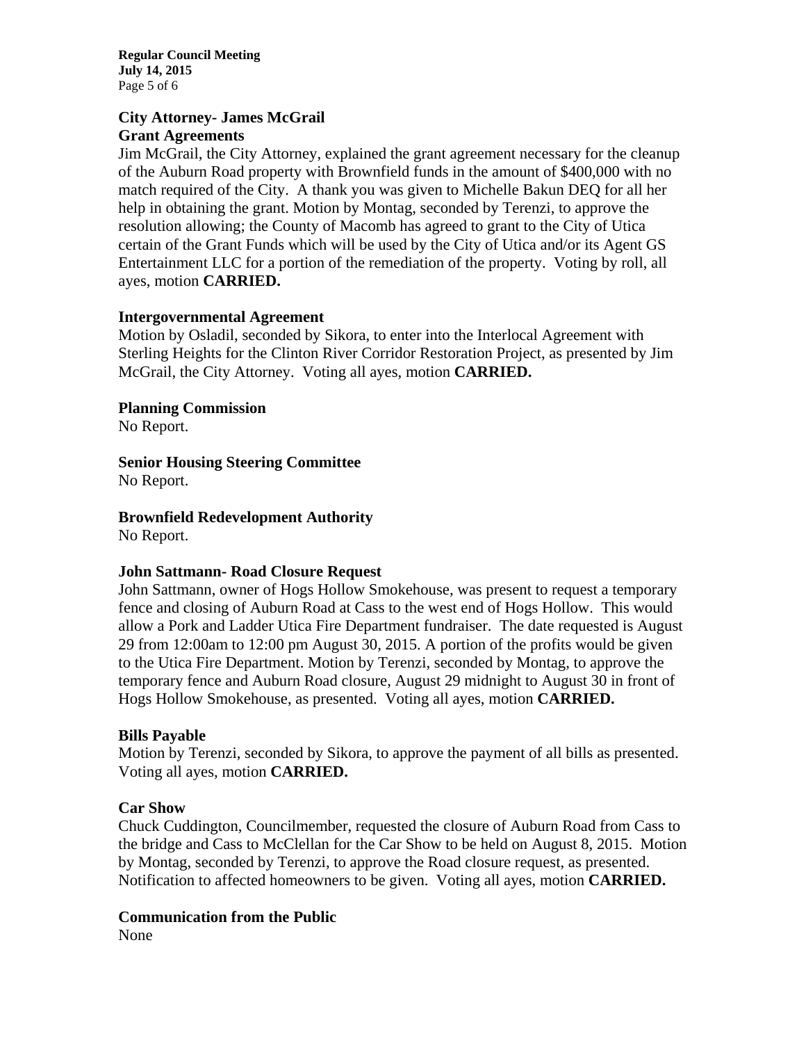### City Attorney- James McGrail

### Grant Agreements

Jim McGrail, the City Attorney, explained the grant agreement necessary for the cleanup of the Auburn Road property with Brownfield funds in the amount of $400,000 with no match required of the City. A thank you was given to Michelle Bakun DEQ for all her help in obtaining the grant. Motion by Montag, seconded by Terenzi, to approve the resolution allowing; the County of Macomb has agreed to grant to the City of Utica certain of the Grant Funds which will be used by the City of Utica and/or its Agent GS Entertainment LLC for a portion of the remediation of the property. Voting by roll, all ayes, motion **CARRIED.**

### Intergovernmental Agreement

Motion by Osladil, seconded by Sikora, to enter into the Interlocal Agreement with Sterling Heights for the Clinton River Corridor Restoration Project, as presented by Jim McGrail, the City Attorney. Voting all ayes, motion **CARRIED.**

### Planning Commission

No Report.

### Senior Housing Steering Committee

No Report.

### Brownfield Redevelopment Authority

No Report.

### John Sattmann- Road Closure Request

John Sattmann, owner of Hogs Hollow Smokehouse, was present to request a temporary fence and closing of Auburn Road at Cass to the west end of Hogs Hollow. This would allow a Pork and Ladder Utica Fire Department fundraiser. The date requested is August 29 from 12:00am to 12:00 pm August 30, 2015. A portion of the profits would be given to the Utica Fire Department. Motion by Terenzi, seconded by Montag, to approve the temporary fence and Auburn Road closure, August 29 midnight to August 30 in front of Hogs Hollow Smokehouse, as presented. Voting all ayes, motion **CARRIED.**

### Bills Payable

Motion by Terenzi, seconded by Sikora, to approve the payment of all bills as presented. Voting all ayes, motion **CARRIED.**

### Car Show

Chuck Cuddington, Councilmember, requested the closure of Auburn Road from Cass to the bridge and Cass to McClellan for the Car Show to be held on August 8, 2015. Motion by Montag, seconded by Terenzi, to approve the Road closure request, as presented. Notification to affected homeowners to be given. Voting all ayes, motion **CARRIED.**

### Communication from the Public

None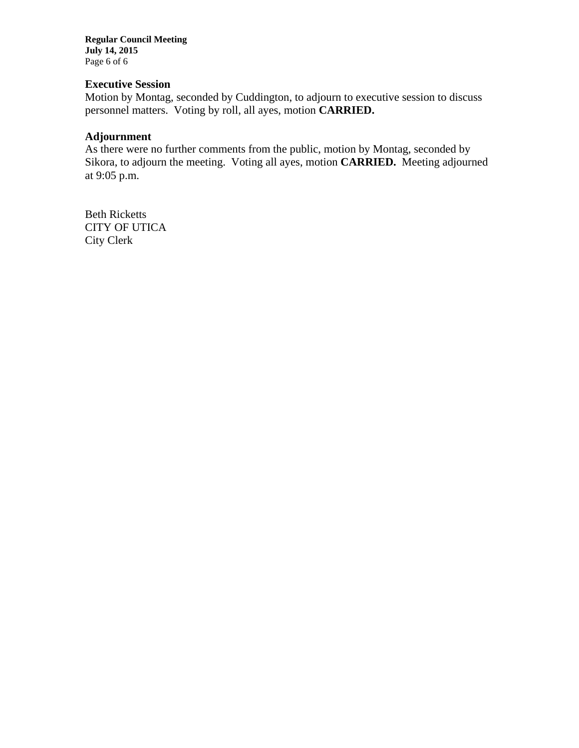### Executive Session

Motion by Montag, seconded by Cuddington, to adjourn to executive session to discuss personnel matters. Voting by roll, all ayes, motion **CARRIED.**

### Adjournment

As there were no further comments from the public, motion by Montag, seconded by Sikora, to adjourn the meeting. Voting all ayes, motion **CARRIED.** Meeting adjourned at 9:05 p.m.

Beth Ricketts
CITY OF UTICA
City Clerk